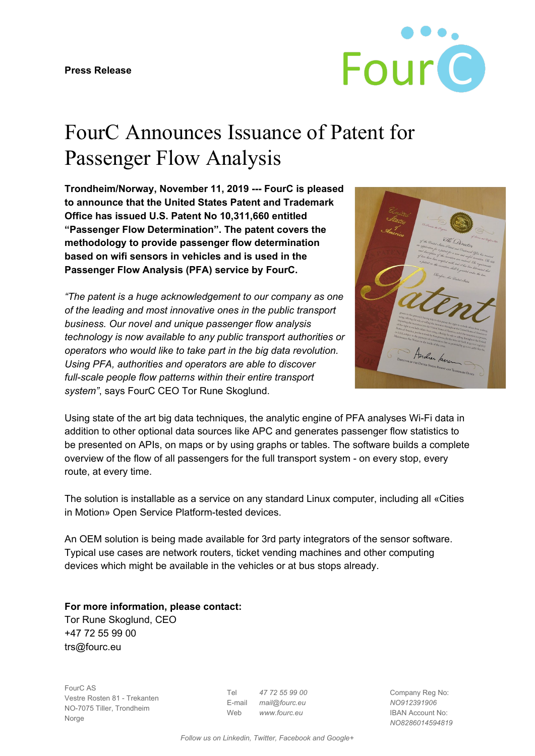**Press Release**

# FourC Announces Issuance of Patent for Passenger Flow Analysis

**Trondheim/Norway, November 11, 2019 --- FourC is pleased to announce that the United States Patent and Trademark Office has issued U.S. Patent No 10,311,660 entitled "Passenger Flow Determination". The patent covers the methodology to provide passenger flow determination based on wifi sensors in vehicles and is used in the Passenger Flow Analysis (PFA) service by FourC.**

*"The patent is a huge acknowledgement to our company as one of the leading and most innovative ones in the public transport business. Our novel and unique passenger flow analysis technology is now available to any public transport authorities or operators who would like to take part in the big data revolution. Using PFA, authorities and operators are able to discover full-scale people flow patterns within their entire transport system"*, says FourC CEO Tor Rune Skoglund.

Using state of the art big data techniques, the analytic engine of PFA analyses Wi-Fi data in addition to other optional data sources like APC and generates passenger flow statistics to be presented on APIs, on maps or by using graphs or tables. The software builds a complete overview of the flow of all passengers for the full transport system - on every stop, every route, at every time.

The solution is installable as a service on any standard Linux computer, including all «Cities in Motion» Open Service Platform-tested devices.

An OEM solution is being made available for 3rd party integrators of the sensor software. Typical use cases are network routers, ticket vending machines and other computing devices which might be available in the vehicles or at bus stops already.

**For more information, please contact:**
Tor Rune Skoglund, CEO
+47 72 55 99 00
trs@fourc.eu

FourC AS
Vestre Rosten 81 - Trekanten
NO-7075 Tiller, Trondheim
Norge

Tel *47 72 55 99 00*
E-mail *mail@fourc.eu*
Web *www.fourc.eu*

Company Reg No: *NO912391906*
IBAN Account No: *NO8286014594819*

*Follow us on Linkedin, Twitter, Facebook and Google+*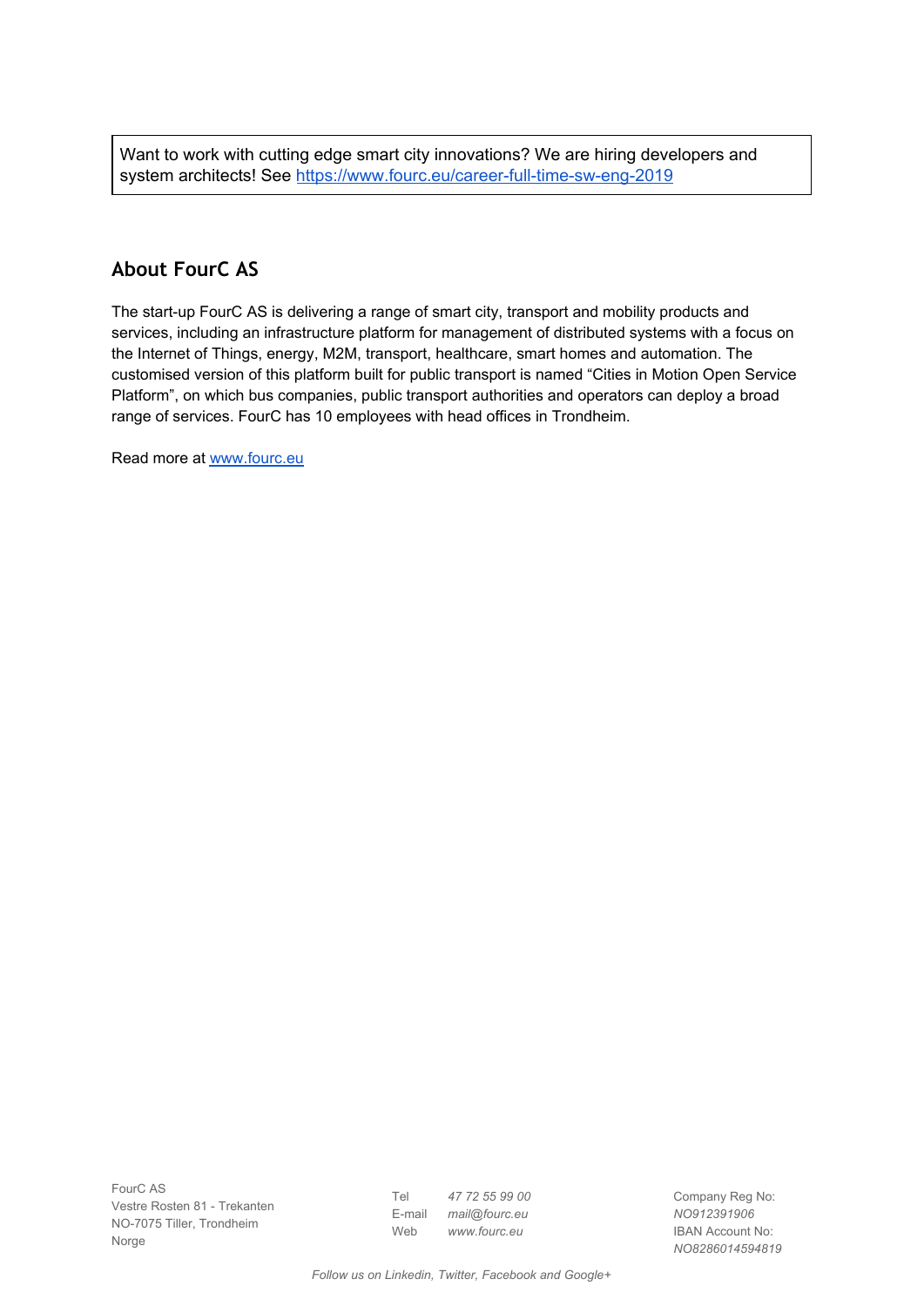Want to work with cutting edge smart city innovations? We are hiring developers and system architects! See [https://www.fourc.eu/career-full-time-sw-eng-2019](https://www.fourc.eu/career-full-time-sw-eng-2019)

## About FourC AS

The start-up FourC AS is delivering a range of smart city, transport and mobility products and services, including an infrastructure platform for management of distributed systems with a focus on the Internet of Things, energy, M2M, transport, healthcare, smart homes and automation. The customised version of this platform built for public transport is named "Cities in Motion Open Service Platform", on which bus companies, public transport authorities and operators can deploy a broad range of services. FourC has 10 employees with head offices in Trondheim.

Read more at [www.fourc.eu](http://www.fourc.eu)